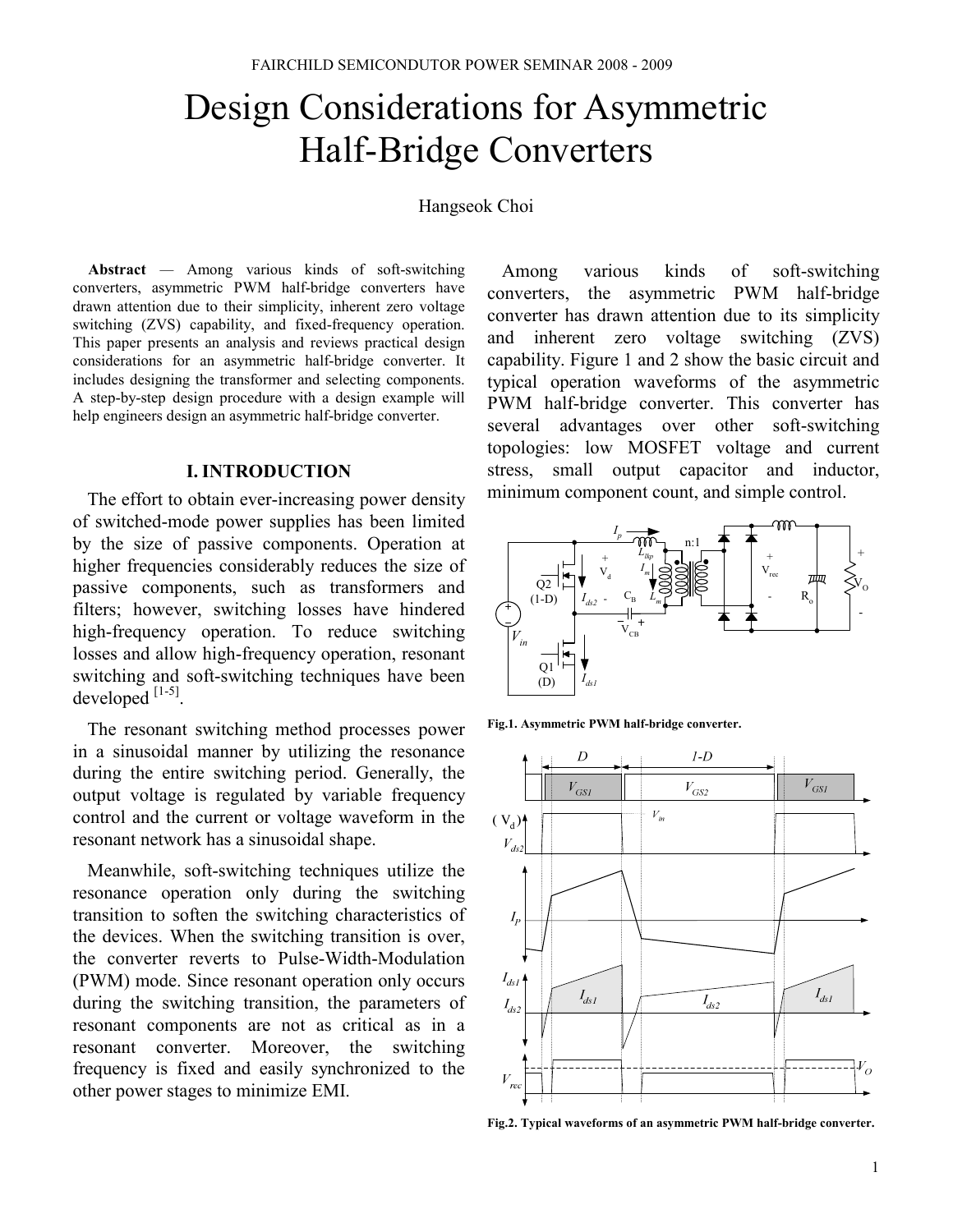# Design Considerations for Asymmetric Half-Bridge Converters

Hangseok Choi

**Abstract** — Among various kinds of soft-switching converters, asymmetric PWM half-bridge converters have drawn attention due to their simplicity, inherent zero voltage switching (ZVS) capability, and fixed-frequency operation. This paper presents an analysis and reviews practical design considerations for an asymmetric half-bridge converter. It includes designing the transformer and selecting components. A step-by-step design procedure with a design example will help engineers design an asymmetric half-bridge converter.

## I. INTRODUCTION

The effort to obtain ever-increasing power density of switched-mode power supplies has been limited by the size of passive components. Operation at higher frequencies considerably reduces the size of passive components, such as transformers and filters; however, switching losses have hindered high-frequency operation. To reduce switching losses and allow high-frequency operation, resonant switching and soft-switching techniques have been developed [1-5].

The resonant switching method processes power in a sinusoidal manner by utilizing the resonance during the entire switching period. Generally, the output voltage is regulated by variable frequency control and the current or voltage waveform in the resonant network has a sinusoidal shape.

Meanwhile, soft-switching techniques utilize the resonance operation only during the switching transition to soften the switching characteristics of the devices. When the switching transition is over, the converter reverts to Pulse-Width-Modulation (PWM) mode. Since resonant operation only occurs during the switching transition, the parameters of resonant components are not as critical as in a resonant converter. Moreover, the switching frequency is fixed and easily synchronized to the other power stages to minimize EMI.

Among various kinds of soft-switching converters, the asymmetric PWM half-bridge converter has drawn attention due to its simplicity and inherent zero voltage switching (ZVS) capability. Figure 1 and 2 show the basic circuit and typical operation waveforms of the asymmetric PWM half-bridge converter. This converter has several advantages over other soft-switching topologies: low MOSFET voltage and current stress, small output capacitor and inductor, minimum component count, and simple control.

**Fig.1. Asymmetric PWM half-bridge converter.**

**Fig.2. Typical waveforms of an asymmetric PWM half-bridge converter.**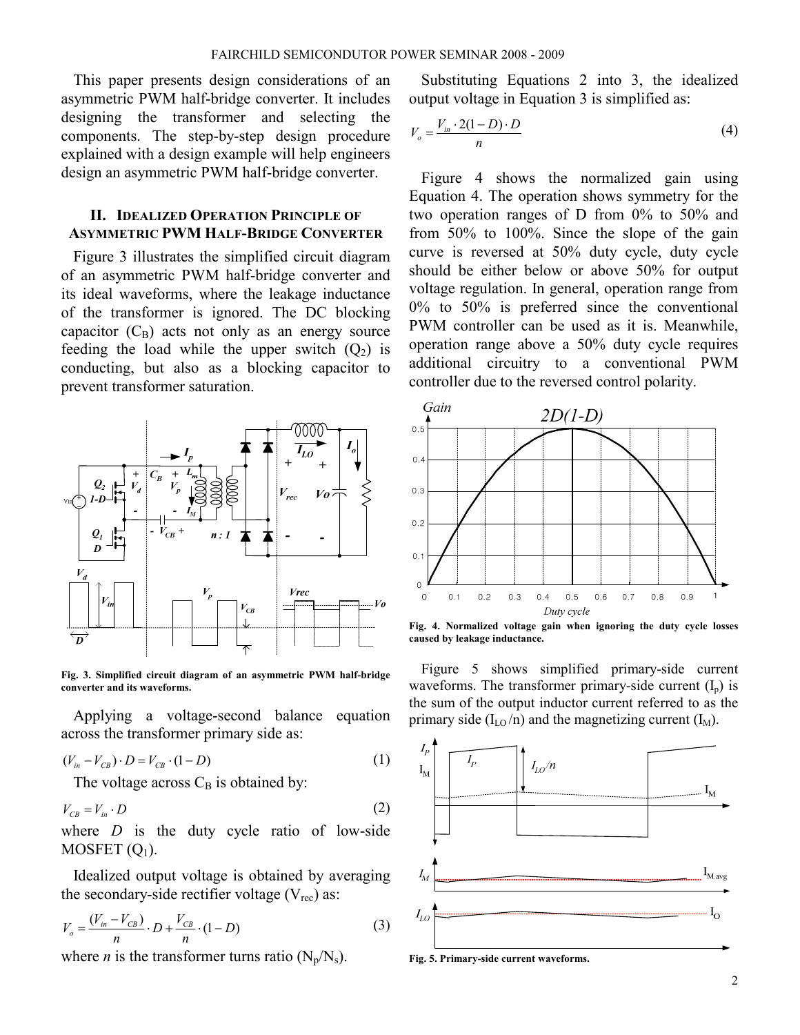This paper presents design considerations of an asymmetric PWM half-bridge converter. It includes designing the transformer and selecting the components. The step-by-step design procedure explained with a design example will help engineers design an asymmetric PWM half-bridge converter.

## II. Idealized Operation Principle of Asymmetric PWM Half-Bridge Converter

Figure 3 illustrates the simplified circuit diagram of an asymmetric PWM half-bridge converter and its ideal waveforms, where the leakage inductance of the transformer is ignored. The DC blocking capacitor ($C_B$) acts not only as an energy source feeding the load while the upper switch ($Q_2$) is conducting, but also as a blocking capacitor to prevent transformer saturation.

**Fig. 3. Simplified circuit diagram of an asymmetric PWM half-bridge converter and its waveforms.**

Applying a voltage-second balance equation across the transformer primary side as:

$$(V_{in} - V_{CB}) \cdot D = V_{CB} \cdot (1 - D) \tag{1}$$

The voltage across $C_B$ is obtained by:

$$V_{CB} = V_{in} \cdot D \tag{2}$$

where $D$ is the duty cycle ratio of low-side MOSFET ($Q_1$).

Idealized output voltage is obtained by averaging the secondary-side rectifier voltage ($V_{rec}$) as:

$$V_o = \frac{(V_{in} - V_{CB})}{n} \cdot D + \frac{V_{CB}}{n} \cdot (1 - D) \tag{3}$$

where $n$ is the transformer turns ratio ($N_p/N_s$).

Substituting Equations 2 into 3, the idealized output voltage in Equation 3 is simplified as:

$$V_o = \frac{V_{in} \cdot 2(1 - D) \cdot D}{n} \tag{4}$$

Figure 4 shows the normalized gain using Equation 4. The operation shows symmetry for the two operation ranges of D from 0% to 50% and from 50% to 100%. Since the slope of the gain curve is reversed at 50% duty cycle, duty cycle should be either below or above 50% for output voltage regulation. In general, operation range from 0% to 50% is preferred since the conventional PWM controller can be used as it is. Meanwhile, operation range above a 50% duty cycle requires additional circuitry to a conventional PWM controller due to the reversed control polarity.

**Fig. 4. Normalized voltage gain when ignoring the duty cycle losses caused by leakage inductance.**

Figure 5 shows simplified primary-side current waveforms. The transformer primary-side current ($I_p$) is the sum of the output inductor current referred to as the primary side ($I_{LO}/n$) and the magnetizing current ($I_M$).

**Fig. 5. Primary-side current waveforms.**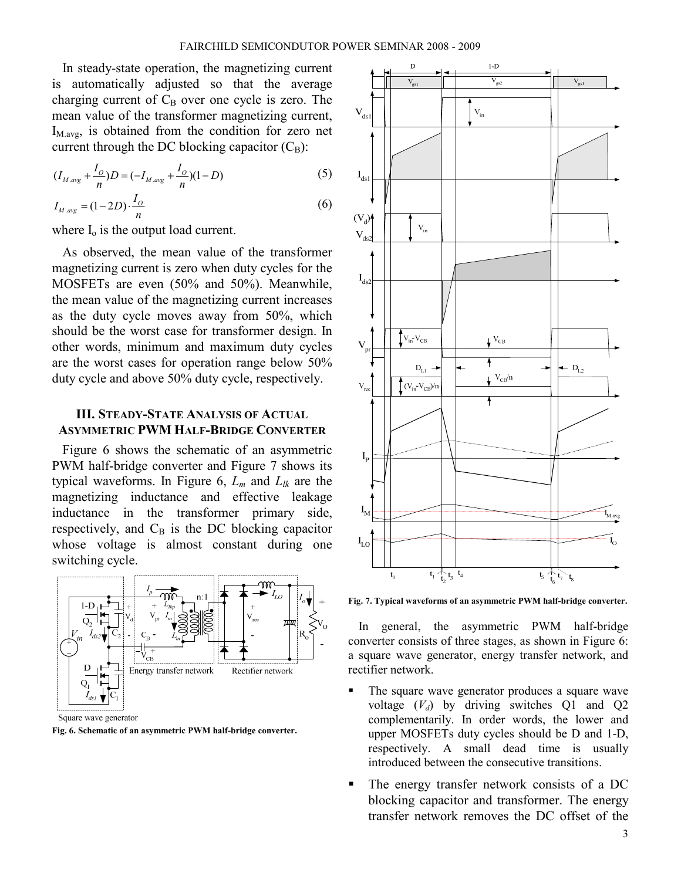In steady-state operation, the magnetizing current is automatically adjusted so that the average charging current of $C_B$ over one cycle is zero. The mean value of the transformer magnetizing current, $I_{M.avg}$, is obtained from the condition for zero net current through the DC blocking capacitor ($C_B$):

$$(I_{M.avg} + \frac{I_O}{n})D = (-I_{M.avg} + \frac{I_O}{n})(1-D) \tag{5}$$

$$I_{M.avg} = (1-2D) \cdot \frac{I_O}{n} \tag{6}$$

where $I_o$ is the output load current.

As observed, the mean value of the transformer magnetizing current is zero when duty cycles for the MOSFETs are even (50% and 50%). Meanwhile, the mean value of the magnetizing current increases as the duty cycle moves away from 50%, which should be the worst case for transformer design. In other words, minimum and maximum duty cycles are the worst cases for operation range below 50% duty cycle and above 50% duty cycle, respectively.

## III. Steady-State Analysis of Actual Asymmetric PWM Half-Bridge Converter

Figure 6 shows the schematic of an asymmetric PWM half-bridge converter and Figure 7 shows its typical waveforms. In Figure 6, $L_m$ and $L_{lk}$ are the magnetizing inductance and effective leakage inductance in the transformer primary side, respectively, and $C_B$ is the DC blocking capacitor whose voltage is almost constant during one switching cycle.

**Fig. 6. Schematic of an asymmetric PWM half-bridge converter.**

**Fig. 7. Typical waveforms of an asymmetric PWM half-bridge converter.**

In general, the asymmetric PWM half-bridge converter consists of three stages, as shown in Figure 6: a square wave generator, energy transfer network, and rectifier network.

- The square wave generator produces a square wave voltage ($V_d$) by driving switches Q1 and Q2 complementarily. In order words, the lower and upper MOSFETs duty cycles should be D and 1-D, respectively. A small dead time is usually introduced between the consecutive transitions.
- The energy transfer network consists of a DC blocking capacitor and transformer. The energy transfer network removes the DC offset of the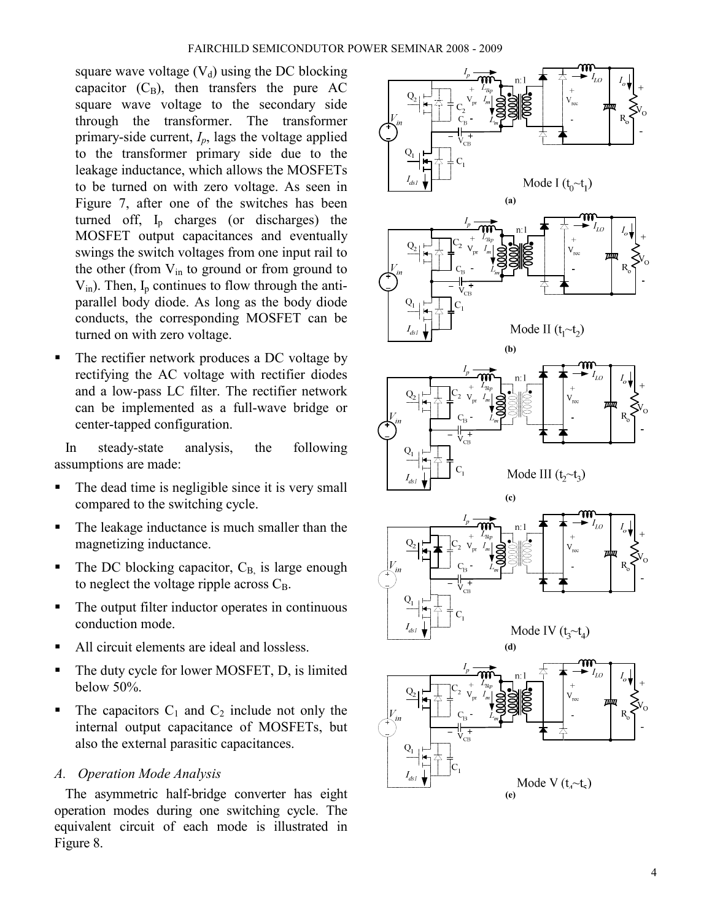square wave voltage ($V_d$) using the DC blocking capacitor ($C_B$), then transfers the pure AC square wave voltage to the secondary side through the transformer. The transformer primary-side current, $I_p$, lags the voltage applied to the transformer primary side due to the leakage inductance, which allows the MOSFETs to be turned on with zero voltage. As seen in Figure 7, after one of the switches has been turned off, $I_p$ charges (or discharges) the MOSFET output capacitances and eventually swings the switch voltages from one input rail to the other (from $V_{in}$ to ground or from ground to $V_{in}$). Then, $I_p$ continues to flow through the anti-parallel body diode. As long as the body diode conducts, the corresponding MOSFET can be turned on with zero voltage.

- The rectifier network produces a DC voltage by rectifying the AC voltage with rectifier diodes and a low-pass LC filter. The rectifier network can be implemented as a full-wave bridge or center-tapped configuration.

In steady-state analysis, the following assumptions are made:

- The dead time is negligible since it is very small compared to the switching cycle.
- The leakage inductance is much smaller than the magnetizing inductance.
- The DC blocking capacitor, $C_B$, is large enough to neglect the voltage ripple across $C_B$.
- The output filter inductor operates in continuous conduction mode.
- All circuit elements are ideal and lossless.
- The duty cycle for lower MOSFET, D, is limited below 50%.
- The capacitors $C_1$ and $C_2$ include not only the internal output capacitance of MOSFETs, but also the external parasitic capacitances.

### *A. Operation Mode Analysis*

The asymmetric half-bridge converter has eight operation modes during one switching cycle. The equivalent circuit of each mode is illustrated in Figure 8.

Mode I ($t_0$~$t_1$)

**(a)**

Mode II ($t_1$~$t_2$)

**(b)**

Mode III ($t_2$~$t_3$)

**(c)**

Mode IV ($t_3$~$t_4$)

**(d)**

Mode V ($t_4$~$t_5$)

**(e)**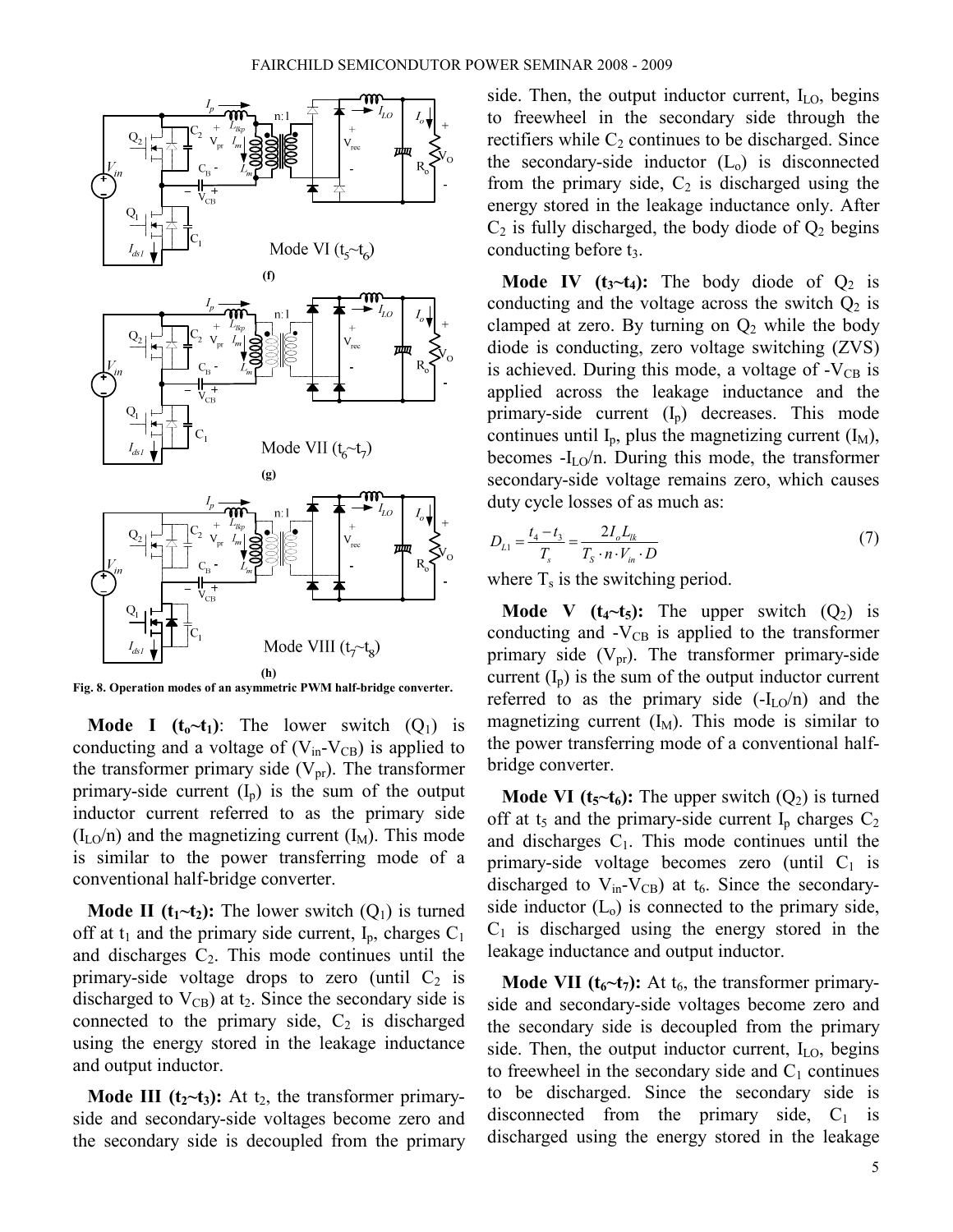(f)

(g)

(h)

**Fig. 8. Operation modes of an asymmetric PWM half-bridge converter.**

**Mode I ($t_o$~$t_1$)**: The lower switch ($Q_1$) is conducting and a voltage of ($V_{in}$-$V_{CB}$) is applied to the transformer primary side ($V_{pr}$). The transformer primary-side current ($I_p$) is the sum of the output inductor current referred to as the primary side ($I_{LO}/n$) and the magnetizing current ($I_M$). This mode is similar to the power transferring mode of a conventional half-bridge converter.

**Mode II ($t_1$~$t_2$):** The lower switch ($Q_1$) is turned off at $t_1$ and the primary side current, $I_p$, charges $C_1$ and discharges $C_2$. This mode continues until the primary-side voltage drops to zero (until $C_2$ is discharged to $V_{CB}$) at $t_2$. Since the secondary side is connected to the primary side, $C_2$ is discharged using the energy stored in the leakage inductance and output inductor.

**Mode III ($t_2$~$t_3$):** At $t_2$, the transformer primary-side and secondary-side voltages become zero and the secondary side is decoupled from the primary side. Then, the output inductor current, $I_{LO}$, begins to freewheel in the secondary side through the rectifiers while $C_2$ continues to be discharged. Since the secondary-side inductor ($L_o$) is disconnected from the primary side, $C_2$ is discharged using the energy stored in the leakage inductance only. After $C_2$ is fully discharged, the body diode of $Q_2$ begins conducting before $t_3$.

**Mode IV ($t_3$~$t_4$):** The body diode of $Q_2$ is conducting and the voltage across the switch $Q_2$ is clamped at zero. By turning on $Q_2$ while the body diode is conducting, zero voltage switching (ZVS) is achieved. During this mode, a voltage of -$V_{CB}$ is applied across the leakage inductance and the primary-side current ($I_p$) decreases. This mode continues until $I_p$, plus the magnetizing current ($I_M$), becomes -$I_{LO}/n$. During this mode, the transformer secondary-side voltage remains zero, which causes duty cycle losses of as much as:

$$D_{L1} = \frac{t_4 - t_3}{T_s} = \frac{2 I_o L_{lk}}{T_S \cdot n \cdot V_{in} \cdot D} \tag{7}$$

where $T_s$ is the switching period.

**Mode V ($t_4$~$t_5$):** The upper switch ($Q_2$) is conducting and -$V_{CB}$ is applied to the transformer primary side ($V_{pr}$). The transformer primary-side current ($I_p$) is the sum of the output inductor current referred to as the primary side (-$I_{LO}/n$) and the magnetizing current ($I_M$). This mode is similar to the power transferring mode of a conventional half-bridge converter.

**Mode VI ($t_5$~$t_6$):** The upper switch ($Q_2$) is turned off at $t_5$ and the primary-side current $I_p$ charges $C_2$ and discharges $C_1$. This mode continues until the primary-side voltage becomes zero (until $C_1$ is discharged to $V_{in}$-$V_{CB}$) at $t_6$. Since the secondary-side inductor ($L_o$) is connected to the primary side, $C_1$ is discharged using the energy stored in the leakage inductance and output inductor.

**Mode VII ($t_6$~$t_7$):** At $t_6$, the transformer primary-side and secondary-side voltages become zero and the secondary side is decoupled from the primary side. Then, the output inductor current, $I_{LO}$, begins to freewheel in the secondary side and $C_1$ continues to be discharged. Since the secondary side is disconnected from the primary side, $C_1$ is discharged using the energy stored in the leakage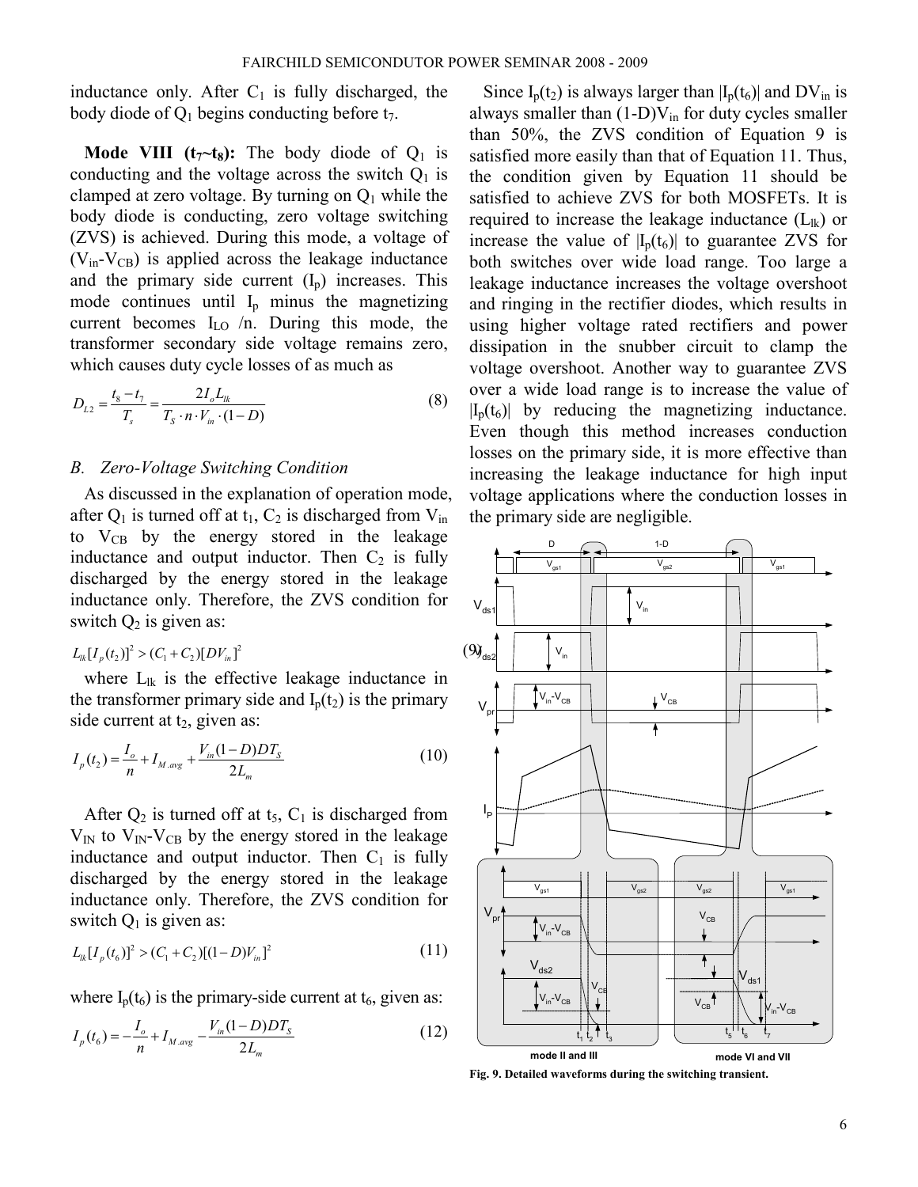inductance only. After $C_1$ is fully discharged, the body diode of $Q_1$ begins conducting before $t_7$.

**Mode VIII ($t_7$~$t_8$):** The body diode of $Q_1$ is conducting and the voltage across the switch $Q_1$ is clamped at zero voltage. By turning on $Q_1$ while the body diode is conducting, zero voltage switching (ZVS) is achieved. During this mode, a voltage of ($V_{in}$-$V_{CB}$) is applied across the leakage inductance and the primary side current ($I_p$) increases. This mode continues until $I_p$ minus the magnetizing current becomes $I_{LO}$ /n. During this mode, the transformer secondary side voltage remains zero, which causes duty cycle losses of as much as

$$D_{L2} = \frac{t_8 - t_7}{T_s} = \frac{2 I_o L_{lk}}{T_S \cdot n \cdot V_{in} \cdot (1-D)} \tag{8}$$

### *B. Zero-Voltage Switching Condition*

As discussed in the explanation of operation mode, after $Q_1$ is turned off at $t_1$, $C_2$ is discharged from $V_{in}$ to $V_{CB}$ by the energy stored in the leakage inductance and output inductor. Then $C_2$ is fully discharged by the energy stored in the leakage inductance only. Therefore, the ZVS condition for switch $Q_2$ is given as:

$$L_{lk}[I_p(t_2)]^2 > (C_1 + C_2)[DV_{in}]^2 \tag{9}$$

where $L_{lk}$ is the effective leakage inductance in the transformer primary side and $I_p(t_2)$ is the primary side current at $t_2$, given as:

$$I_p(t_2) = \frac{I_o}{n} + I_{M.avg} + \frac{V_{in}(1-D)DT_S}{2L_m} \tag{10}$$

After $Q_2$ is turned off at $t_5$, $C_1$ is discharged from $V_{IN}$ to $V_{IN}$-$V_{CB}$ by the energy stored in the leakage inductance and output inductor. Then $C_1$ is fully discharged by the energy stored in the leakage inductance only. Therefore, the ZVS condition for switch $Q_1$ is given as:

$$L_{lk}[I_p(t_6)]^2 > (C_1 + C_2)[(1-D)V_{in}]^2 \tag{11}$$

where $I_p(t_6)$ is the primary-side current at $t_6$, given as:

$$I_p(t_6) = -\frac{I_o}{n} + I_{M.avg} - \frac{V_{in}(1-D)DT_S}{2L_m} \tag{12}$$

Since $I_p(t_2)$ is always larger than $|I_p(t_6)|$ and $DV_{in}$ is always smaller than $(1-D)V_{in}$ for duty cycles smaller than 50%, the ZVS condition of Equation 9 is satisfied more easily than that of Equation 11. Thus, the condition given by Equation 11 should be satisfied to achieve ZVS for both MOSFETs. It is required to increase the leakage inductance ($L_{lk}$) or increase the value of $|I_p(t_6)|$ to guarantee ZVS for both switches over wide load range. Too large a leakage inductance increases the voltage overshoot and ringing in the rectifier diodes, which results in using higher voltage rated rectifiers and power dissipation in the snubber circuit to clamp the voltage overshoot. Another way to guarantee ZVS over a wide load range is to increase the value of $|I_p(t_6)|$ by reducing the magnetizing inductance. Even though this method increases conduction losses on the primary side, it is more effective than increasing the leakage inductance for high input voltage applications where the conduction losses in the primary side are negligible.

**Fig. 9. Detailed waveforms during the switching transient.**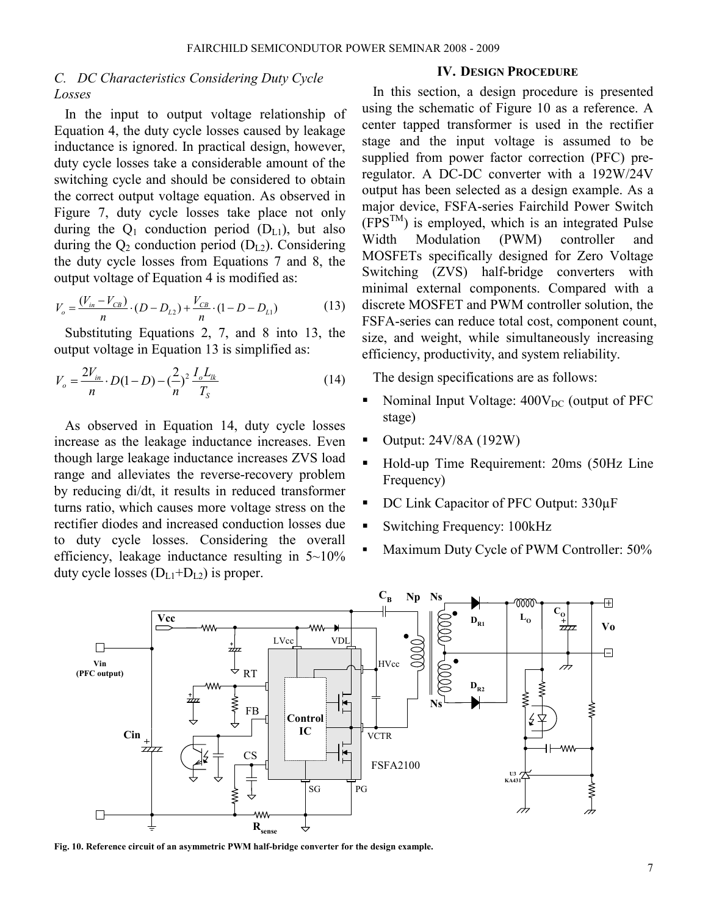### C. DC Characteristics Considering Duty Cycle Losses

In the input to output voltage relationship of Equation 4, the duty cycle losses caused by leakage inductance is ignored. In practical design, however, duty cycle losses take a considerable amount of the switching cycle and should be considered to obtain the correct output voltage equation. As observed in Figure 7, duty cycle losses take place not only during the $Q_1$ conduction period ($D_{L1}$), but also during the $Q_2$ conduction period ($D_{L2}$). Considering the duty cycle losses from Equations 7 and 8, the output voltage of Equation 4 is modified as:

$$V_o = \frac{(V_{in} - V_{CB})}{n} \cdot (D - D_{L2}) + \frac{V_{CB}}{n} \cdot (1 - D - D_{L1}) \tag{13}$$

Substituting Equations 2, 7, and 8 into 13, the output voltage in Equation 13 is simplified as:

$$V_o = \frac{2V_{in}}{n} \cdot D(1-D) - (\frac{2}{n})^2 \frac{I_o L_{lk}}{T_S} \tag{14}$$

As observed in Equation 14, duty cycle losses increase as the leakage inductance increases. Even though large leakage inductance increases ZVS load range and alleviates the reverse-recovery problem by reducing di/dt, it results in reduced transformer turns ratio, which causes more voltage stress on the rectifier diodes and increased conduction losses due to duty cycle losses. Considering the overall efficiency, leakage inductance resulting in 5~10% duty cycle losses ($D_{L1}$+$D_{L2}$) is proper.

## IV. Design Procedure

In this section, a design procedure is presented using the schematic of Figure 10 as a reference. A center tapped transformer is used in the rectifier stage and the input voltage is assumed to be supplied from power factor correction (PFC) pre-regulator. A DC-DC converter with a 192W/24V output has been selected as a design example. As a major device, FSFA-series Fairchild Power Switch (FPS™) is employed, which is an integrated Pulse Width Modulation (PWM) controller and MOSFETs specifically designed for Zero Voltage Switching (ZVS) half-bridge converters with minimal external components. Compared with a discrete MOSFET and PWM controller solution, the FSFA-series can reduce total cost, component count, size, and weight, while simultaneously increasing efficiency, productivity, and system reliability.

The design specifications are as follows:

- Nominal Input Voltage: 400$V_{DC}$ (output of PFC stage)
- Output: 24V/8A (192W)
- Hold-up Time Requirement: 20ms (50Hz Line Frequency)
- DC Link Capacitor of PFC Output: 330μF
- Switching Frequency: 100kHz
- Maximum Duty Cycle of PWM Controller: 50%

Fig. 10. Reference circuit of an asymmetric PWM half-bridge converter for the design example.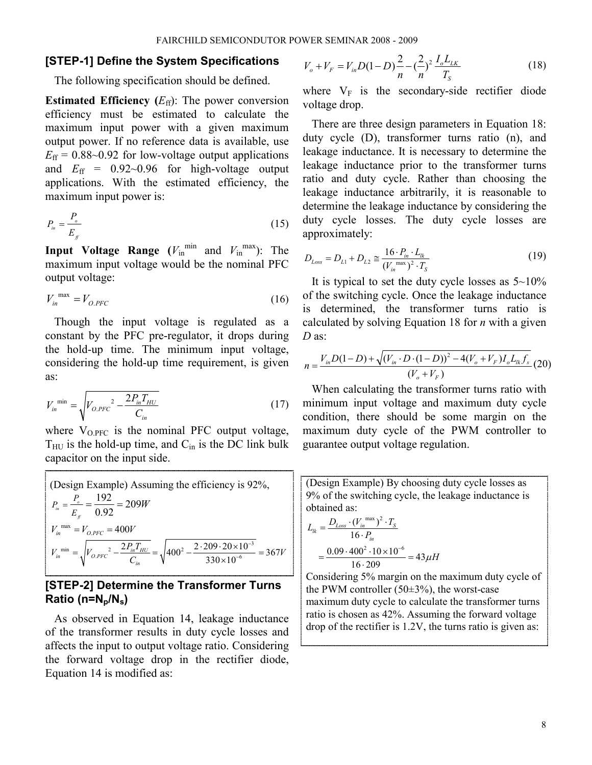## [STEP-1] Define the System Specifications

The following specification should be defined.

**Estimated Efficiency (**$E_{ff}$**)**: The power conversion efficiency must be estimated to calculate the maximum input power with a given maximum output power. If no reference data is available, use $E_{ff}$ = 0.88~0.92 for low-voltage output applications and $E_{ff}$ = 0.92~0.96 for high-voltage output applications. With the estimated efficiency, the maximum input power is:

$$P_{in} = \frac{P_o}{E_{ff}} \tag{15}$$

**Input Voltage Range (**$V_{in}^{min}$ **and** $V_{in}^{max}$**)**: The maximum input voltage would be the nominal PFC output voltage:

$$V_{in}^{max} = V_{O.PFC} \tag{16}$$

Though the input voltage is regulated as a constant by the PFC pre-regulator, it drops during the hold-up time. The minimum input voltage, considering the hold-up time requirement, is given as:

$$V_{in}^{min} = \sqrt{V_{O.PFC}^{2} - \frac{2P_{in}T_{HU}}{C_{in}}} \tag{17}$$

where $V_{O.PFC}$ is the nominal PFC output voltage, $T_{HU}$ is the hold-up time, and $C_{in}$ is the DC link bulk capacitor on the input side.

(Design Example) Assuming the efficiency is 92%,

$$P_{in} = \frac{P_o}{E_{ff}} = \frac{192}{0.92} = 209W$$

$$V_{in}^{max} = V_{O.PFC} = 400V$$

$$V_{in}^{min} = \sqrt{V_{O.PFC}^{2} - \frac{2P_{in}T_{HU}}{C_{in}}} = \sqrt{400^2 - \frac{2 \cdot 209 \cdot 20 \times 10^{-3}}{330 \times 10^{-6}}} = 367V$$

## [STEP-2] Determine the Transformer Turns Ratio ($n=N_p/N_s$)

As observed in Equation 14, leakage inductance of the transformer results in duty cycle losses and affects the input to output voltage ratio. Considering the forward voltage drop in the rectifier diode, Equation 14 is modified as:

$$V_o + V_F = V_{in}D(1-D)\frac{2}{n} - (\frac{2}{n})^2 \frac{I_o L_{LK}}{T_S} \tag{18}$$

where $V_F$ is the secondary-side rectifier diode voltage drop.

There are three design parameters in Equation 18: duty cycle (D), transformer turns ratio (n), and leakage inductance. It is necessary to determine the leakage inductance prior to the transformer turns ratio and duty cycle. Rather than choosing the leakage inductance arbitrarily, it is reasonable to determine the leakage inductance by considering the duty cycle losses. The duty cycle losses are approximately:

$$D_{Loss} = D_{L1} + D_{L2} \cong \frac{16 \cdot P_{in} \cdot L_{lk}}{(V_{in}^{max})^2 \cdot T_S} \tag{19}$$

It is typical to set the duty cycle losses as 5~10% of the switching cycle. Once the leakage inductance is determined, the transformer turns ratio is calculated by solving Equation 18 for *n* with a given *D* as:

$$n = \frac{V_{in}D(1-D) + \sqrt{(V_{in} \cdot D \cdot (1-D))^2 - 4(V_o + V_F)I_o L_{lk} f_s}}{(V_o + V_F)} \tag{20}$$

When calculating the transformer turns ratio with minimum input voltage and maximum duty cycle condition, there should be some margin on the maximum duty cycle of the PWM controller to guarantee output voltage regulation.

(Design Example) By choosing duty cycle losses as 9% of the switching cycle, the leakage inductance is obtained as:

$$L_{lk} = \frac{D_{Loss} \cdot (V_{in}^{max})^2 \cdot T_S}{16 \cdot P_{in}}$$

$$= \frac{0.09 \cdot 400^2 \cdot 10 \times 10^{-6}}{16 \cdot 209} = 43\mu H$$

Considering 5% margin on the maximum duty cycle of the PWM controller (50±3%), the worst-case maximum duty cycle to calculate the transformer turns ratio is chosen as 42%. Assuming the forward voltage drop of the rectifier is 1.2V, the turns ratio is given as: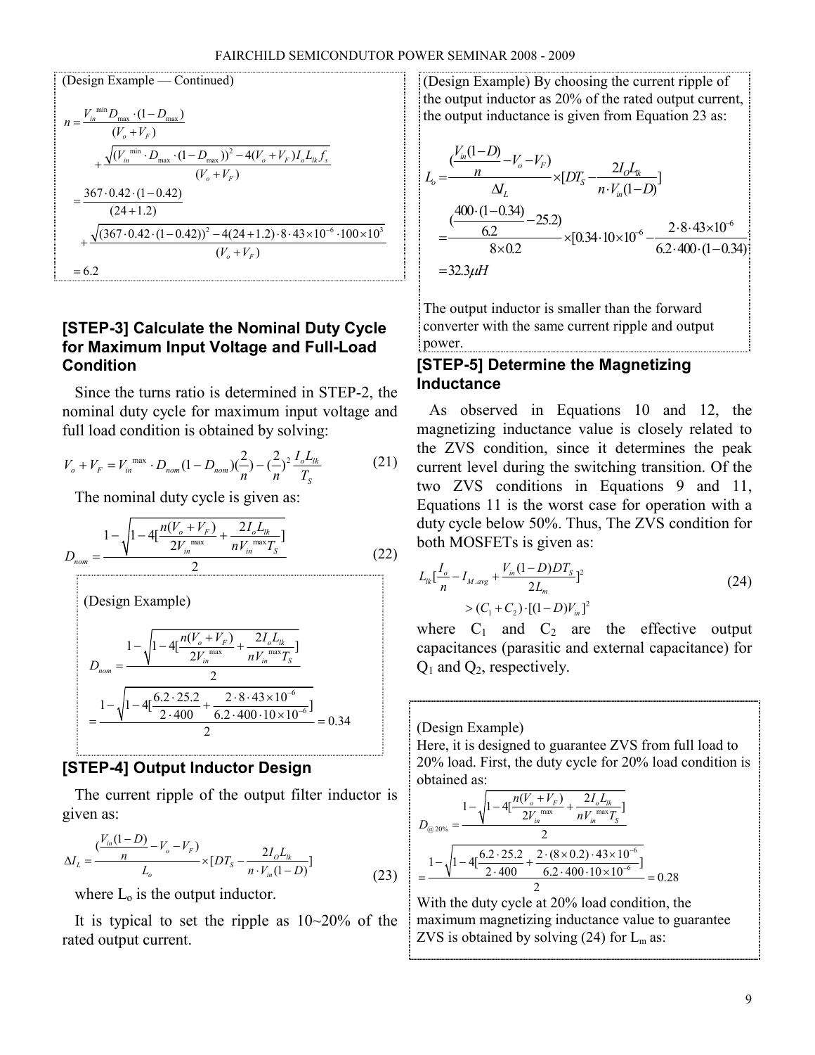(Design Example — Continued)

$$n = \frac{V_{in}^{\min} D_{\max} \cdot (1-D_{\max})}{(V_o + V_F)} + \frac{\sqrt{(V_{in}^{\min} \cdot D_{\max} \cdot (1-D_{\max}))^2 - 4(V_o+V_F) I_o L_{lk} f_s}}{(V_o+V_F)}$$

$$= \frac{367 \cdot 0.42 \cdot (1-0.42)}{(24+1.2)} + \frac{\sqrt{(367 \cdot 0.42 \cdot (1-0.42))^2 - 4(24+1.2) \cdot 8 \cdot 43\times10^{-6} \cdot 100\times10^3}}{(V_o+V_F)}$$

$$= 6.2$$

### [STEP-3] Calculate the Nominal Duty Cycle for Maximum Input Voltage and Full-Load Condition

Since the turns ratio is determined in STEP-2, the nominal duty cycle for maximum input voltage and full load condition is obtained by solving:

$$V_o + V_F = V_{in}^{\max} \cdot D_{nom}(1-D_{nom})(\frac{2}{n}) - (\frac{2}{n})^2 \frac{I_o L_{lk}}{T_S} \tag{21}$$

The nominal duty cycle is given as:

$$D_{nom} = \frac{1 - \sqrt{1 - 4[\frac{n(V_o+V_F)}{2V_{in}^{\max}} + \frac{2I_o L_{lk}}{nV_{in}^{\max} T_S}]}}{2} \tag{22}$$

(Design Example)

$$D_{nom} = \frac{1 - \sqrt{1 - 4[\frac{n(V_o+V_F)}{2V_{in}^{\max}} + \frac{2I_o L_{lk}}{nV_{in}^{\max} T_S}]}}{2}$$

$$= \frac{1 - \sqrt{1 - 4[\frac{6.2 \cdot 25.2}{2 \cdot 400} + \frac{2 \cdot 8 \cdot 43\times10^{-6}}{6.2 \cdot 400 \cdot 10\times10^{-6}}]}}{2} = 0.34$$

### [STEP-4] Output Inductor Design

The current ripple of the output filter inductor is given as:

$$\Delta I_L = \frac{(\frac{V_{in}(1-D)}{n} - V_o - V_F)}{L_o} \times [DT_S - \frac{2I_O L_{lk}}{n \cdot V_{in}(1-D)}] \tag{23}$$

where $L_o$ is the output inductor.

It is typical to set the ripple as 10~20% of the rated output current.

(Design Example) By choosing the current ripple of the output inductor as 20% of the rated output current, the output inductance is given from Equation 23 as:

$$L_o = \frac{(\frac{V_{in}(1-D)}{n} - V_o - V_F)}{\Delta I_L} \times [DT_S - \frac{2I_O L_{lk}}{n \cdot V_{in}(1-D)}]$$

$$= \frac{(\frac{400 \cdot (1-0.34)}{6.2} - 25.2)}{8 \times 0.2} \times [0.34 \cdot 10\times10^{-6} - \frac{2 \cdot 8 \cdot 43\times10^{-6}}{6.2 \cdot 400 \cdot (1-0.34)}]$$

$$= 32.3\mu H$$

The output inductor is smaller than the forward converter with the same current ripple and output power.

### [STEP-5] Determine the Magnetizing Inductance

As observed in Equations 10 and 12, the magnetizing inductance value is closely related to the ZVS condition, since it determines the peak current level during the switching transition. Of the two ZVS conditions in Equations 9 and 11, Equations 11 is the worst case for operation with a duty cycle below 50%. Thus, The ZVS condition for both MOSFETs is given as:

$$L_{lk}[\frac{I_o}{n} - I_{M.avg} + \frac{V_{in}(1-D)DT_S}{2L_m}]^2 > (C_1 + C_2) \cdot [(1-D)V_{in}]^2 \tag{24}$$

where $C_1$ and $C_2$ are the effective output capacitances (parasitic and external capacitance) for $Q_1$ and $Q_2$, respectively.

(Design Example)
Here, it is designed to guarantee ZVS from full load to 20% load. First, the duty cycle for 20% load condition is obtained as:

$$D_{@20\%} = \frac{1 - \sqrt{1 - 4[\frac{n(V_o+V_F)}{2V_{in}^{\max}} + \frac{2I_o L_{lk}}{nV_{in}^{\max} T_S}]}}{2}$$

$$= \frac{1 - \sqrt{1 - 4[\frac{6.2 \cdot 25.2}{2 \cdot 400} + \frac{2 \cdot (8\times0.2) \cdot 43\times10^{-6}}{6.2 \cdot 400 \cdot 10\times10^{-6}}]}}{2} = 0.28$$

With the duty cycle at 20% load condition, the maximum magnetizing inductance value to guarantee ZVS is obtained by solving (24) for $L_m$ as: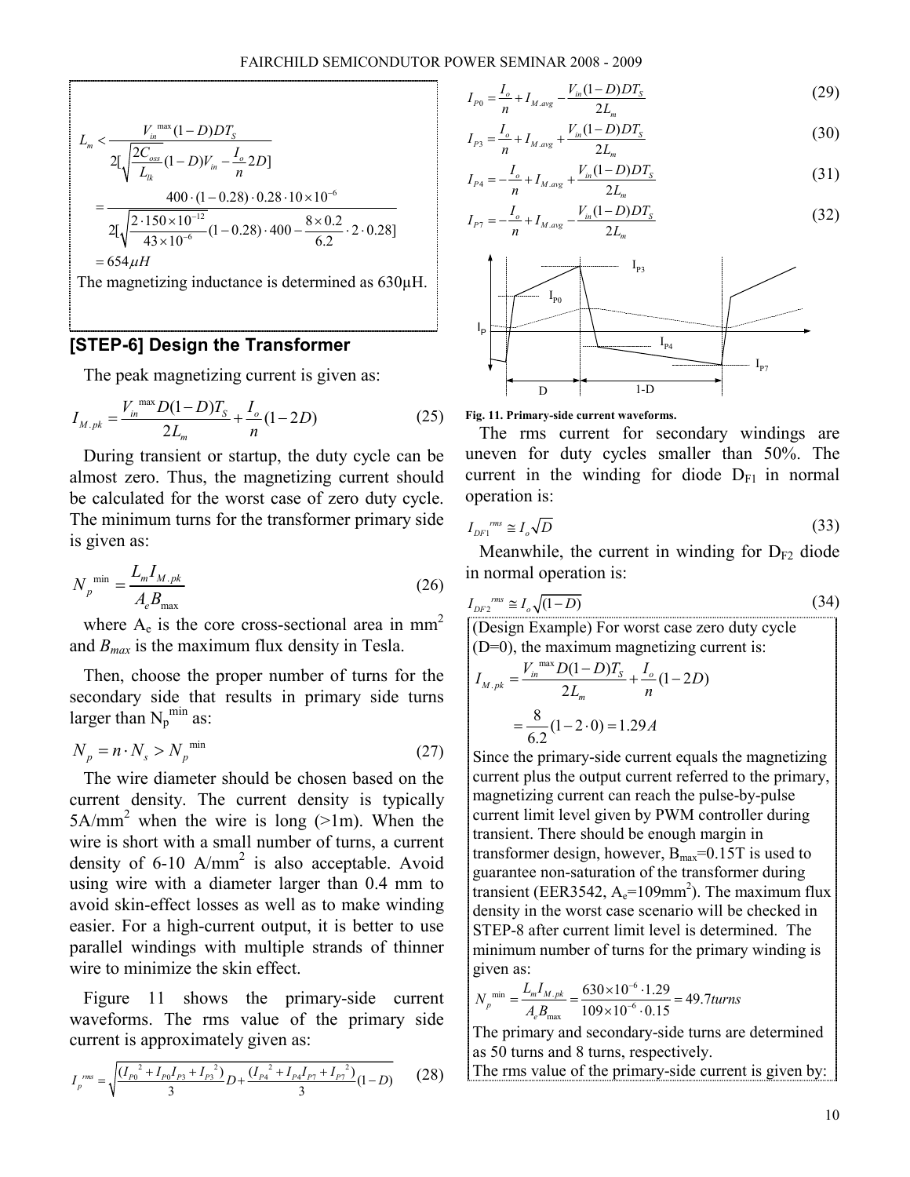$$L_m < \frac{V_{in}^{\max}(1-D)DT_S}{2[\sqrt{\frac{2C_{oss}}{L_{lk}}}(1-D)V_{in} - \frac{I_o}{n}2D]}$$

$$= \frac{400\cdot(1-0.28)\cdot 0.28\cdot 10\times 10^{-6}}{2[\sqrt{\frac{2\cdot 150\times 10^{-12}}{43\times 10^{-6}}}(1-0.28)\cdot 400 - \frac{8\times 0.2}{6.2}\cdot 2\cdot 0.28]}$$

$$= 654\mu H$$

The magnetizing inductance is determined as 630μH.

## [STEP-6] Design the Transformer

The peak magnetizing current is given as:

$$I_{M.pk} = \frac{V_{in}^{\max}D(1-D)T_S}{2L_m} + \frac{I_o}{n}(1-2D) \tag{25}$$

During transient or startup, the duty cycle can be almost zero. Thus, the magnetizing current should be calculated for the worst case of zero duty cycle. The minimum turns for the transformer primary side is given as:

$$N_p^{\min} = \frac{L_m I_{M.pk}}{A_e B_{\max}} \tag{26}$$

where $A_e$ is the core cross-sectional area in mm$^2$ and $B_{max}$ is the maximum flux density in Tesla.

Then, choose the proper number of turns for the secondary side that results in primary side turns larger than $N_p^{\min}$ as:

$$N_p = n\cdot N_s > N_p^{\min} \tag{27}$$

The wire diameter should be chosen based on the current density. The current density is typically 5A/mm$^2$ when the wire is long (>1m). When the wire is short with a small number of turns, a current density of 6-10 A/mm$^2$ is also acceptable. Avoid using wire with a diameter larger than 0.4 mm to avoid skin-effect losses as well as to make winding easier. For a high-current output, it is better to use parallel windings with multiple strands of thinner wire to minimize the skin effect.

Figure 11 shows the primary-side current waveforms. The rms value of the primary side current is approximately given as:

$$I_p^{rms} = \sqrt{\frac{(I_{P0}^2 + I_{P0}I_{P3} + I_{P3}^2)}{3}D + \frac{(I_{P4}^2 + I_{P4}I_{P7} + I_{P7}^2)}{3}(1-D)} \tag{28}$$

$$I_{P0} = \frac{I_o}{n} + I_{M.avg} - \frac{V_{in}(1-D)DT_S}{2L_m} \tag{29}$$

$$I_{P3} = \frac{I_o}{n} + I_{M.avg} + \frac{V_{in}(1-D)DT_S}{2L_m} \tag{30}$$

$$I_{P4} = -\frac{I_o}{n} + I_{M.avg} + \frac{V_{in}(1-D)DT_S}{2L_m} \tag{31}$$

$$I_{P7} = -\frac{I_o}{n} + I_{M.avg} - \frac{V_{in}(1-D)DT_S}{2L_m} \tag{32}$$

Fig. 11. Primary-side current waveforms.

The rms current for secondary windings are uneven for duty cycles smaller than 50%. The current in the winding for diode $D_{F1}$ in normal operation is:

$$I_{DF1}^{rms} \cong I_o\sqrt{D} \tag{33}$$

Meanwhile, the current in winding for $D_{F2}$ diode in normal operation is:

$$I_{DF2}^{rms} \cong I_o\sqrt{(1-D)} \tag{34}$$

(Design Example) For worst case zero duty cycle (D=0), the maximum magnetizing current is:

$$I_{M.pk} = \frac{V_{in}^{\max}D(1-D)T_S}{2L_m} + \frac{I_o}{n}(1-2D)$$

$$= \frac{8}{6.2}(1-2\cdot 0) = 1.29A$$

Since the primary-side current equals the magnetizing current plus the output current referred to the primary, magnetizing current can reach the pulse-by-pulse current limit level given by PWM controller during transient. There should be enough margin in transformer design, however, $B_{max}$=0.15T is used to guarantee non-saturation of the transformer during transient (EER3542, $A_e$=109mm$^2$). The maximum flux density in the worst case scenario will be checked in STEP-8 after current limit level is determined. The minimum number of turns for the primary winding is given as:

$$N_p^{\min} = \frac{L_m I_{M.pk}}{A_e B_{\max}} = \frac{630\times 10^{-6}\cdot 1.29}{109\times 10^{-6}\cdot 0.15} = 49.7turns$$

The primary and secondary-side turns are determined as 50 turns and 8 turns, respectively.

The rms value of the primary-side current is given by: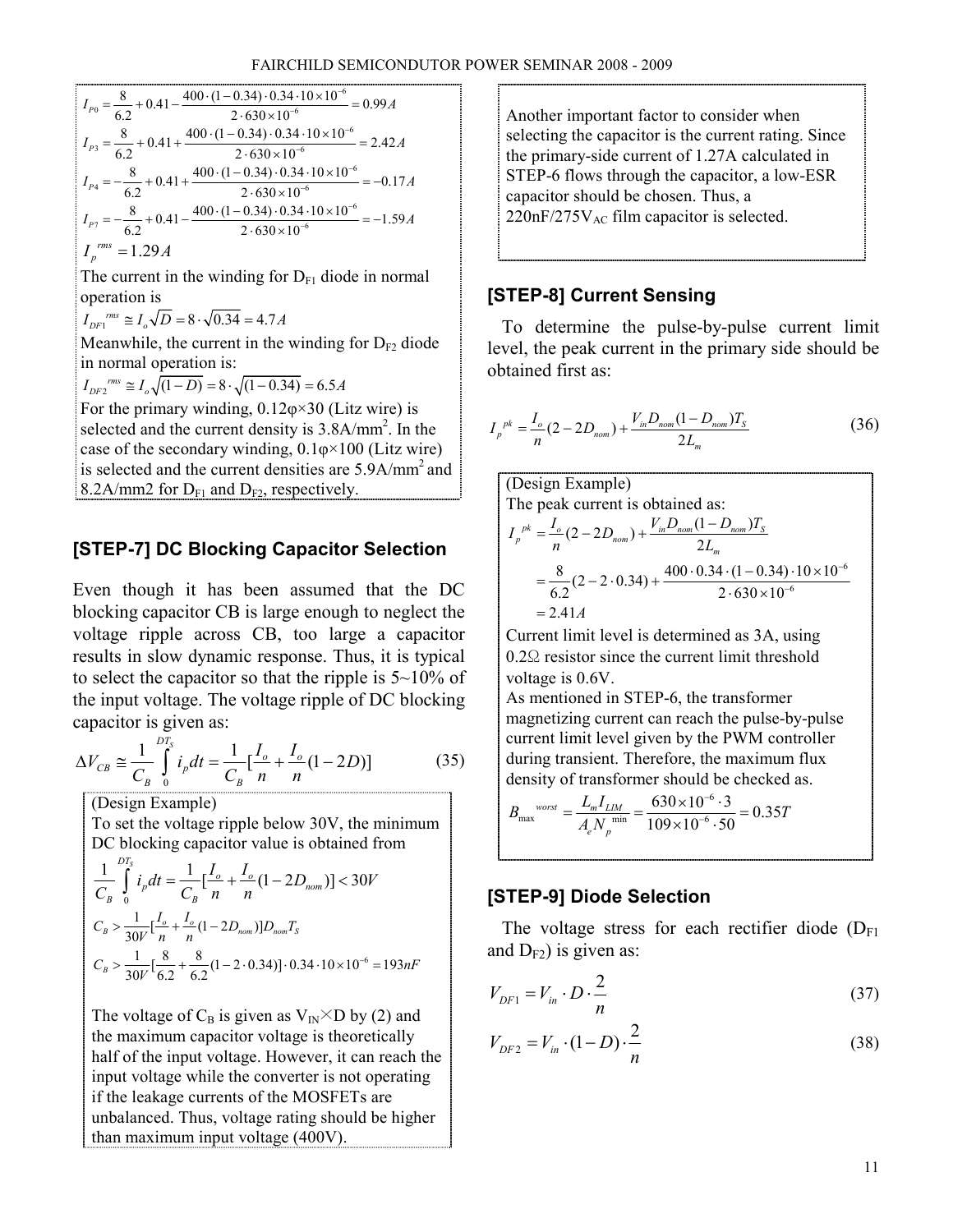$$I_{P0} = \frac{8}{6.2} + 0.41 - \frac{400 \cdot (1-0.34) \cdot 0.34 \cdot 10 \times 10^{-6}}{2 \cdot 630 \times 10^{-6}} = 0.99A$$

$$I_{P3} = \frac{8}{6.2} + 0.41 + \frac{400 \cdot (1-0.34) \cdot 0.34 \cdot 10 \times 10^{-6}}{2 \cdot 630 \times 10^{-6}} = 2.42A$$

$$I_{P4} = -\frac{8}{6.2} + 0.41 + \frac{400 \cdot (1-0.34) \cdot 0.34 \cdot 10 \times 10^{-6}}{2 \cdot 630 \times 10^{-6}} = -0.17A$$

$$I_{P7} = -\frac{8}{6.2} + 0.41 - \frac{400 \cdot (1-0.34) \cdot 0.34 \cdot 10 \times 10^{-6}}{2 \cdot 630 \times 10^{-6}} = -1.59A$$

$$I_p^{rms} = 1.29A$$

The current in the winding for $D_{F1}$ diode in normal operation is

$$I_{DF1}^{rms} \cong I_o\sqrt{D} = 8 \cdot \sqrt{0.34} = 4.7A$$

Meanwhile, the current in the winding for $D_{F2}$ diode in normal operation is:

$$I_{DF2}^{rms} \cong I_o\sqrt{(1-D)} = 8 \cdot \sqrt{(1-0.34)} = 6.5A$$

For the primary winding, 0.12φ×30 (Litz wire) is selected and the current density is 3.8A/mm$^2$. In the case of the secondary winding, 0.1φ×100 (Litz wire) is selected and the current densities are 5.9A/mm$^2$ and 8.2A/mm2 for $D_{F1}$ and $D_{F2}$, respectively.

## [STEP-7] DC Blocking Capacitor Selection

Even though it has been assumed that the DC blocking capacitor CB is large enough to neglect the voltage ripple across CB, too large a capacitor results in slow dynamic response. Thus, it is typical to select the capacitor so that the ripple is 5~10% of the input voltage. The voltage ripple of DC blocking capacitor is given as:

$$\Delta V_{CB} \cong \frac{1}{C_B}\int_0^{DT_S} i_p dt = \frac{1}{C_B}\left[\frac{I_o}{n} + \frac{I_o}{n}(1-2D)\right] \tag{35}$$

(Design Example)
To set the voltage ripple below 30V, the minimum DC blocking capacitor value is obtained from

$$\frac{1}{C_B}\int_0^{DT_S} i_p dt = \frac{1}{C_B}\left[\frac{I_o}{n} + \frac{I_o}{n}(1-2D_{nom})\right] < 30V$$

$$C_B > \frac{1}{30V}\left[\frac{I_o}{n} + \frac{I_o}{n}(1-2D_{nom})\right]D_{nom}T_S$$

$$C_B > \frac{1}{30V}\left[\frac{8}{6.2} + \frac{8}{6.2}(1-2 \cdot 0.34)\right] \cdot 0.34 \cdot 10 \times 10^{-6} = 193nF$$

The voltage of $C_B$ is given as $V_{IN} \times D$ by (2) and the maximum capacitor voltage is theoretically half of the input voltage. However, it can reach the input voltage while the converter is not operating if the leakage currents of the MOSFETs are unbalanced. Thus, voltage rating should be higher than maximum input voltage (400V).

Another important factor to consider when selecting the capacitor is the current rating. Since the primary-side current of 1.27A calculated in STEP-6 flows through the capacitor, a low-ESR capacitor should be chosen. Thus, a 220nF/275$V_{AC}$ film capacitor is selected.

## [STEP-8] Current Sensing

To determine the pulse-by-pulse current limit level, the peak current in the primary side should be obtained first as:

$$I_p^{pk} = \frac{I_o}{n}(2-2D_{nom}) + \frac{V_{in}D_{nom}(1-D_{nom})T_S}{2L_m} \tag{36}$$

(Design Example)
The peak current is obtained as:

$$I_p^{pk} = \frac{I_o}{n}(2-2D_{nom}) + \frac{V_{in}D_{nom}(1-D_{nom})T_S}{2L_m}$$
$$= \frac{8}{6.2}(2-2 \cdot 0.34) + \frac{400 \cdot 0.34 \cdot (1-0.34) \cdot 10 \times 10^{-6}}{2 \cdot 630 \times 10^{-6}}$$
$$= 2.41A$$

Current limit level is determined as 3A, using 0.2Ω resistor since the current limit threshold voltage is 0.6V.
As mentioned in STEP-6, the transformer magnetizing current can reach the pulse-by-pulse current limit level given by the PWM controller during transient. Therefore, the maximum flux density of transformer should be checked as.

$$B_{max}^{worst} = \frac{L_m I_{LIM}}{A_e N_p^{min}} = \frac{630 \times 10^{-6} \cdot 3}{109 \times 10^{-6} \cdot 50} = 0.35T$$

## [STEP-9] Diode Selection

The voltage stress for each rectifier diode ($D_{F1}$ and $D_{F2}$) is given as:

$$V_{DF1} = V_{in} \cdot D \cdot \frac{2}{n} \tag{37}$$

$$V_{DF2} = V_{in} \cdot (1-D) \cdot \frac{2}{n} \tag{38}$$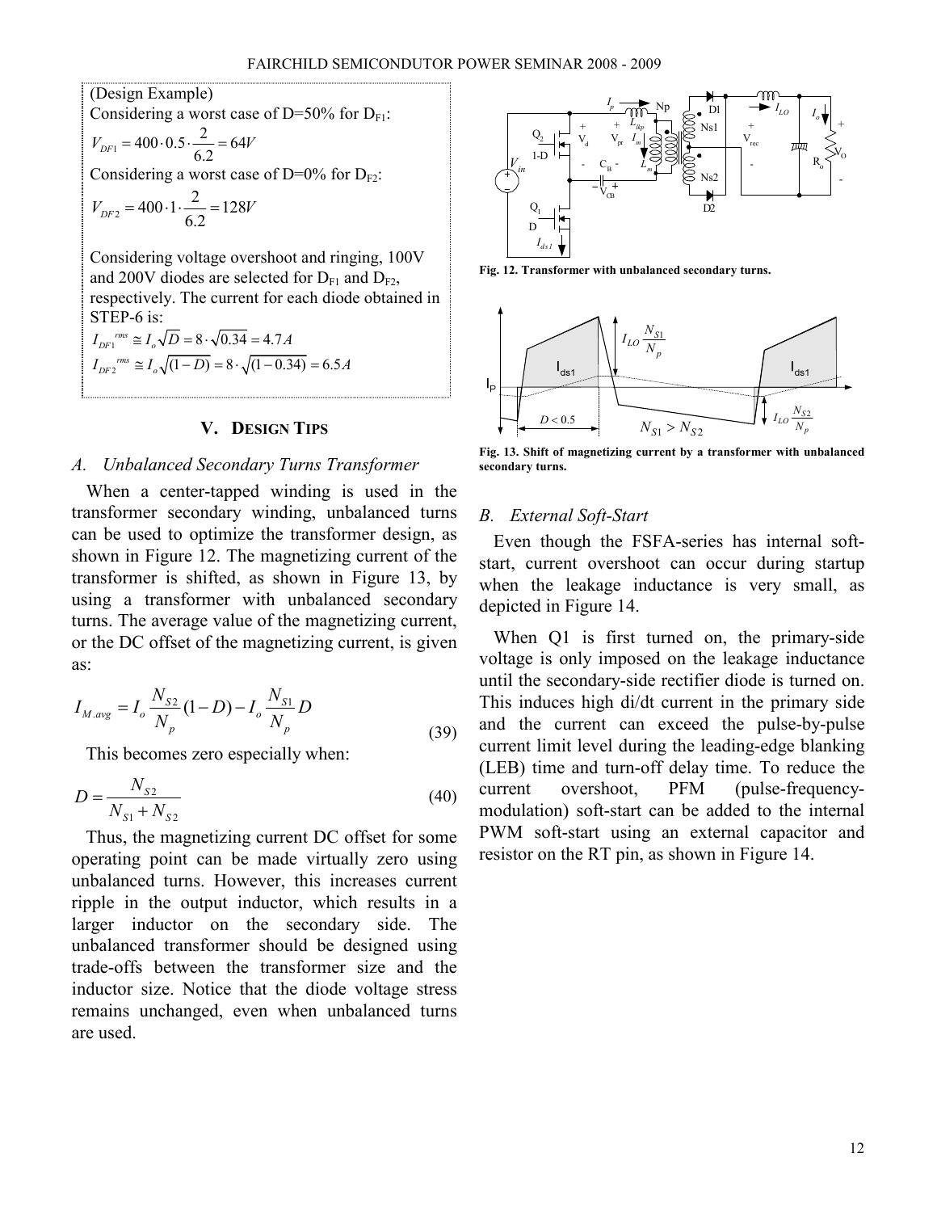(Design Example)

Considering a worst case of D=50% for $D_{F1}$:

$$V_{DF1} = 400 \cdot 0.5 \cdot \frac{2}{6.2} = 64V$$

Considering a worst case of D=0% for $D_{F2}$:

$$V_{DF2} = 400 \cdot 1 \cdot \frac{2}{6.2} = 128V$$

Considering voltage overshoot and ringing, 100V and 200V diodes are selected for $D_{F1}$ and $D_{F2}$, respectively. The current for each diode obtained in STEP-6 is:

$$I_{DF1}^{rms} \cong I_o \sqrt{D} = 8 \cdot \sqrt{0.34} = 4.7A$$

$$I_{DF2}^{rms} \cong I_o \sqrt{(1-D)} = 8 \cdot \sqrt{(1-0.34)} = 6.5A$$

## V. DESIGN TIPS

### A. Unbalanced Secondary Turns Transformer

When a center-tapped winding is used in the transformer secondary winding, unbalanced turns can be used to optimize the transformer design, as shown in Figure 12. The magnetizing current of the transformer is shifted, as shown in Figure 13, by using a transformer with unbalanced secondary turns. The average value of the magnetizing current, or the DC offset of the magnetizing current, is given as:

$$I_{M.avg} = I_o \frac{N_{S2}}{N_p}(1-D) - I_o \frac{N_{S1}}{N_p} D \tag{39}$$

This becomes zero especially when:

$$D = \frac{N_{S2}}{N_{S1} + N_{S2}} \tag{40}$$

Thus, the magnetizing current DC offset for some operating point can be made virtually zero using unbalanced turns. However, this increases current ripple in the output inductor, which results in a larger inductor on the secondary side. The unbalanced transformer should be designed using trade-offs between the transformer size and the inductor size. Notice that the diode voltage stress remains unchanged, even when unbalanced turns are used.

Fig. 12. Transformer with unbalanced secondary turns.

Fig. 13. Shift of magnetizing current by a transformer with unbalanced secondary turns.

### B. External Soft-Start

Even though the FSFA-series has internal soft-start, current overshoot can occur during startup when the leakage inductance is very small, as depicted in Figure 14.

When Q1 is first turned on, the primary-side voltage is only imposed on the leakage inductance until the secondary-side rectifier diode is turned on. This induces high di/dt current in the primary side and the current can exceed the pulse-by-pulse current limit level during the leading-edge blanking (LEB) time and turn-off delay time. To reduce the current overshoot, PFM (pulse-frequency-modulation) soft-start can be added to the internal PWM soft-start using an external capacitor and resistor on the RT pin, as shown in Figure 14.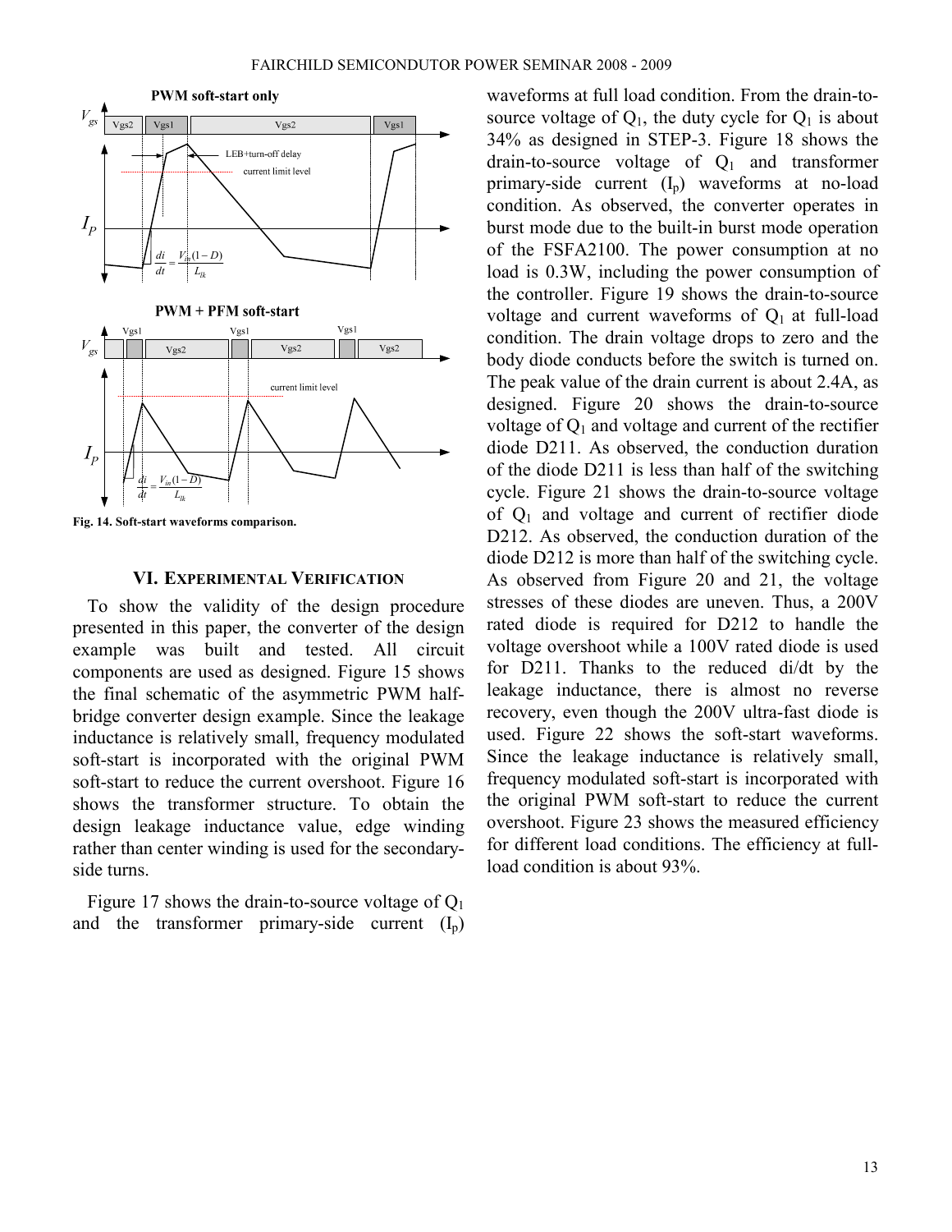Fig. 14. Soft-start waveforms comparison.

## VI. Experimental Verification

To show the validity of the design procedure presented in this paper, the converter of the design example was built and tested. All circuit components are used as designed. Figure 15 shows the final schematic of the asymmetric PWM half-bridge converter design example. Since the leakage inductance is relatively small, frequency modulated soft-start is incorporated with the original PWM soft-start to reduce the current overshoot. Figure 16 shows the transformer structure. To obtain the design leakage inductance value, edge winding rather than center winding is used for the secondary-side turns.

Figure 17 shows the drain-to-source voltage of $Q_1$ and the transformer primary-side current ($I_p$) waveforms at full load condition. From the drain-to-source voltage of $Q_1$, the duty cycle for $Q_1$ is about 34% as designed in STEP-3. Figure 18 shows the drain-to-source voltage of $Q_1$ and transformer primary-side current ($I_p$) waveforms at no-load condition. As observed, the converter operates in burst mode due to the built-in burst mode operation of the FSFA2100. The power consumption at no load is 0.3W, including the power consumption of the controller. Figure 19 shows the drain-to-source voltage and current waveforms of $Q_1$ at full-load condition. The drain voltage drops to zero and the body diode conducts before the switch is turned on. The peak value of the drain current is about 2.4A, as designed. Figure 20 shows the drain-to-source voltage of $Q_1$ and voltage and current of the rectifier diode D211. As observed, the conduction duration of the diode D211 is less than half of the switching cycle. Figure 21 shows the drain-to-source voltage of $Q_1$ and voltage and current of rectifier diode D212. As observed, the conduction duration of the diode D212 is more than half of the switching cycle. As observed from Figure 20 and 21, the voltage stresses of these diodes are uneven. Thus, a 200V rated diode is required for D212 to handle the voltage overshoot while a 100V rated diode is used for D211. Thanks to the reduced di/dt by the leakage inductance, there is almost no reverse recovery, even though the 200V ultra-fast diode is used. Figure 22 shows the soft-start waveforms. Since the leakage inductance is relatively small, frequency modulated soft-start is incorporated with the original PWM soft-start to reduce the current overshoot. Figure 23 shows the measured efficiency for different load conditions. The efficiency at full-load condition is about 93%.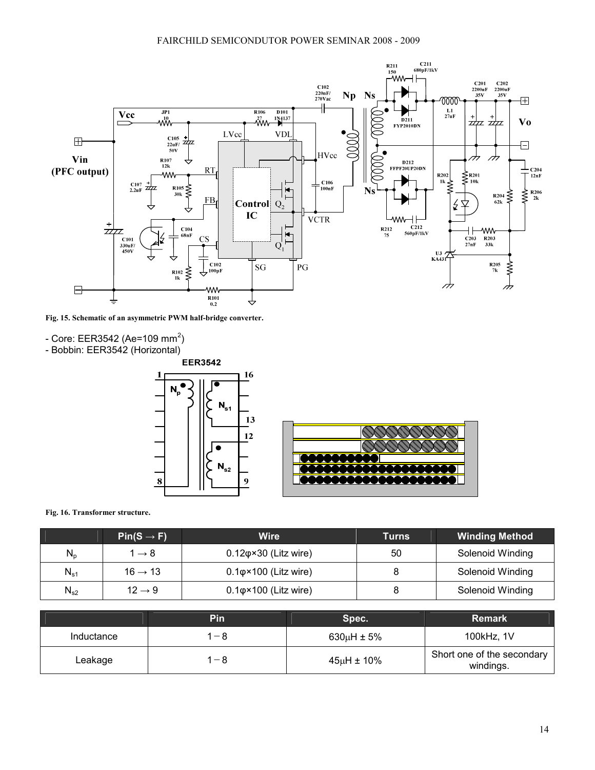Fig. 15. Schematic of an asymmetric PWM half-bridge converter.

- Core: EER3542 ($A_e$=109 mm$^2$)
- Bobbin: EER3542 (Horizontal)

Fig. 16. Transformer structure.

| | Pin(S → F) | Wire | Turns | Winding Method |
|---|---|---|---|---|
| $N_p$ | 1 → 8 | 0.12φ×30 (Litz wire) | 50 | Solenoid Winding |
| $N_{s1}$ | 16 → 13 | 0.1φ×100 (Litz wire) | 8 | Solenoid Winding |
| $N_{s2}$ | 12 → 9 | 0.1φ×100 (Litz wire) | 8 | Solenoid Winding |

| | Pin | Spec. | Remark |
|---|---|---|---|
| Inductance | 1 − 8 | 630μH ± 5% | 100kHz, 1V |
| Leakage | 1 − 8 | 45μH ± 10% | Short one of the secondary windings. |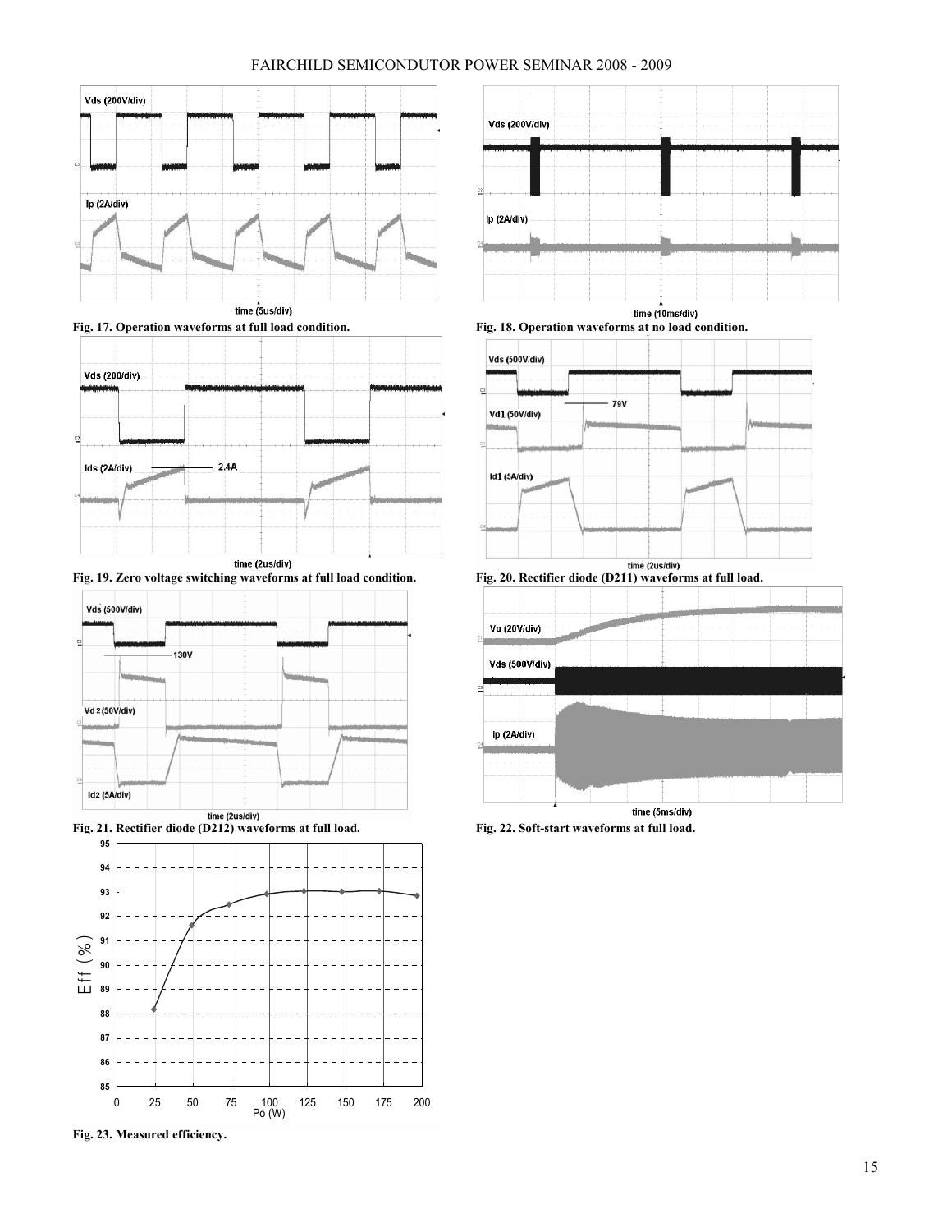Fig. 17. Operation waveforms at full load condition.

Fig. 18. Operation waveforms at no load condition.

Fig. 19. Zero voltage switching waveforms at full load condition.

Fig. 20. Rectifier diode (D211) waveforms at full load.

Fig. 21. Rectifier diode (D212) waveforms at full load.

Fig. 22. Soft-start waveforms at full load.

Fig. 23. Measured efficiency.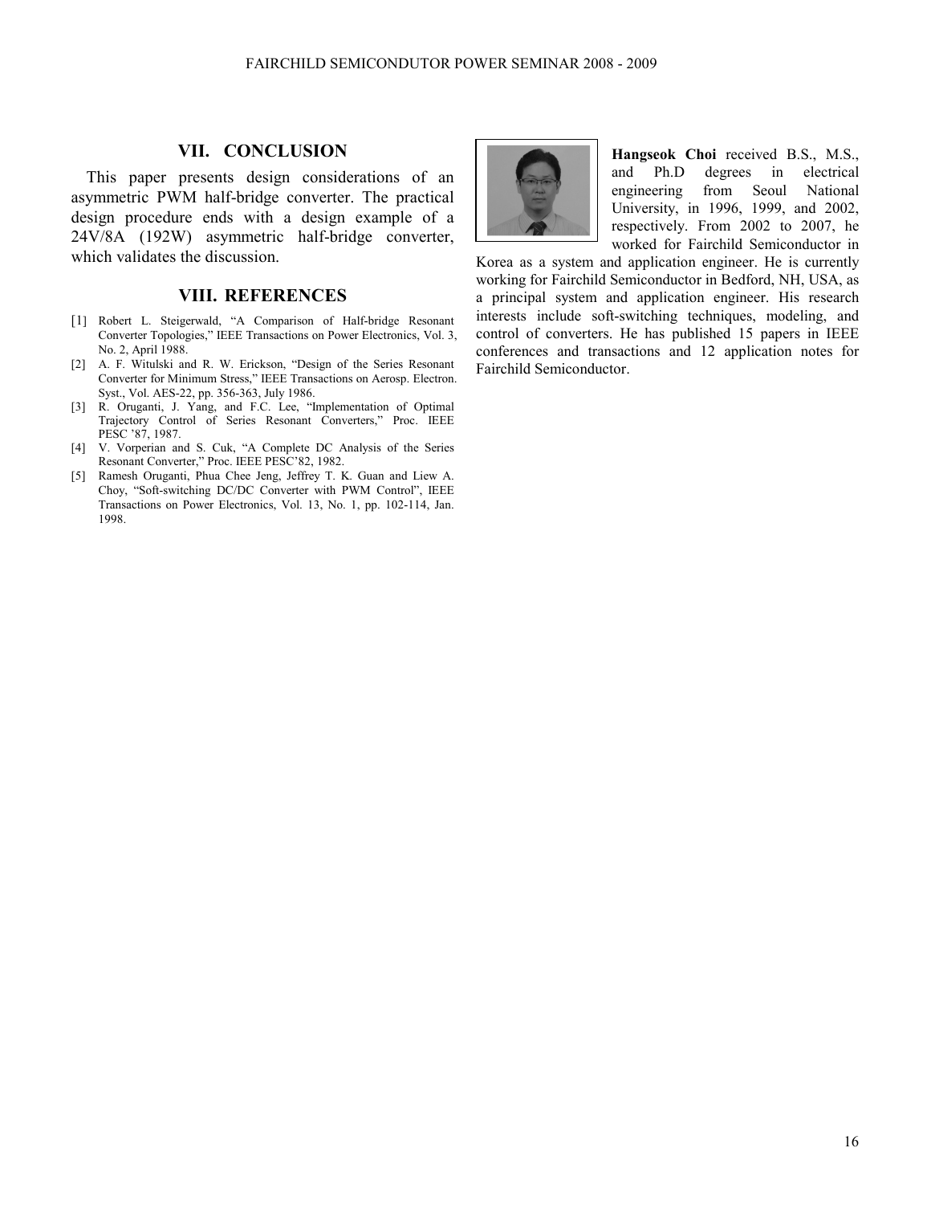## VII. CONCLUSION

This paper presents design considerations of an asymmetric PWM half-bridge converter. The practical design procedure ends with a design example of a 24V/8A (192W) asymmetric half-bridge converter, which validates the discussion.

## VIII. REFERENCES

[1] Robert L. Steigerwald, "A Comparison of Half-bridge Resonant Converter Topologies," IEEE Transactions on Power Electronics, Vol. 3, No. 2, April 1988.

[2] A. F. Witulski and R. W. Erickson, "Design of the Series Resonant Converter for Minimum Stress," IEEE Transactions on Aerosp. Electron. Syst., Vol. AES-22, pp. 356-363, July 1986.

[3] R. Oruganti, J. Yang, and F.C. Lee, "Implementation of Optimal Trajectory Control of Series Resonant Converters," Proc. IEEE PESC '87, 1987.

[4] V. Vorperian and S. Cuk, "A Complete DC Analysis of the Series Resonant Converter," Proc. IEEE PESC'82, 1982.

[5] Ramesh Oruganti, Phua Chee Jeng, Jeffrey T. K. Guan and Liew A. Choy, "Soft-switching DC/DC Converter with PWM Control", IEEE Transactions on Power Electronics, Vol. 13, No. 1, pp. 102-114, Jan. 1998.

**Hangseok Choi** received B.S., M.S., and Ph.D degrees in electrical engineering from Seoul National University, in 1996, 1999, and 2002, respectively. From 2002 to 2007, he worked for Fairchild Semiconductor in Korea as a system and application engineer. He is currently working for Fairchild Semiconductor in Bedford, NH, USA, as a principal system and application engineer. His research interests include soft-switching techniques, modeling, and control of converters. He has published 15 papers in IEEE conferences and transactions and 12 application notes for Fairchild Semiconductor.